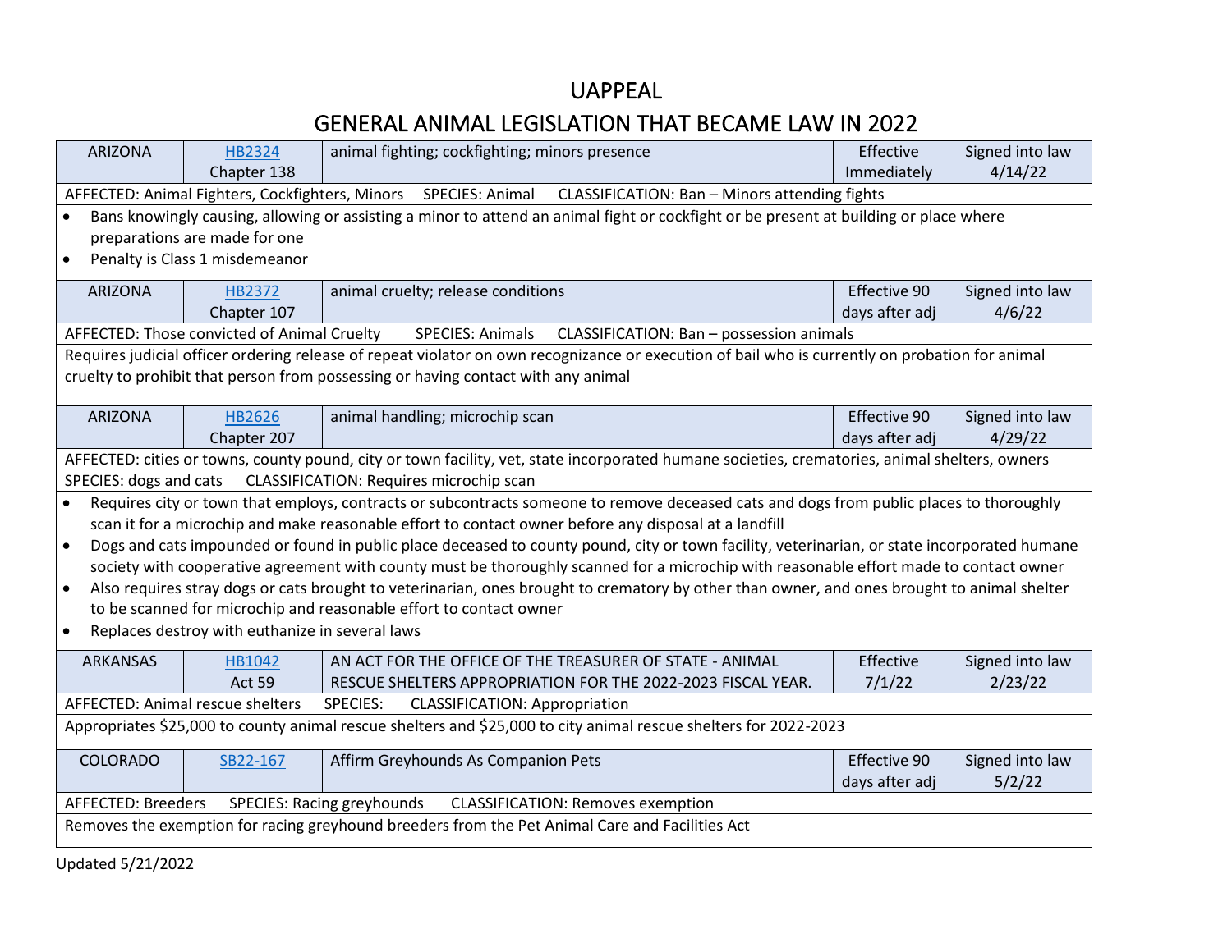# UAPPEAL

## GENERAL ANIMAL LEGISLATION THAT BECAME LAW IN 2022

| ARIZONA | HB2324 Chapter 138 | animal fighting; cockfighting; minors presence | Effective Immediately | Signed into law 4/14/22 |
|---|---|---|---|---|

AFFECTED: Animal Fighters, Cockfighters, Minors SPECIES: Animal CLASSIFICATION: Ban – Minors attending fights

- Bans knowingly causing, allowing or assisting a minor to attend an animal fight or cockfight or be present at building or place where preparations are made for one
- Penalty is Class 1 misdemeanor

| ARIZONA | HB2372 Chapter 107 | animal cruelty; release conditions | Effective 90 days after adj | Signed into law 4/6/22 |
|---|---|---|---|---|

AFFECTED: Those convicted of Animal Cruelty SPECIES: Animals CLASSIFICATION: Ban – possession animals

Requires judicial officer ordering release of repeat violator on own recognizance or execution of bail who is currently on probation for animal cruelty to prohibit that person from possessing or having contact with any animal

| ARIZONA | HB2626 Chapter 207 | animal handling; microchip scan | Effective 90 days after adj | Signed into law 4/29/22 |
|---|---|---|---|---|

AFFECTED: cities or towns, county pound, city or town facility, vet, state incorporated humane societies, crematories, animal shelters, owners SPECIES: dogs and cats CLASSIFICATION: Requires microchip scan

- Requires city or town that employs, contracts or subcontracts someone to remove deceased cats and dogs from public places to thoroughly scan it for a microchip and make reasonable effort to contact owner before any disposal at a landfill
- Dogs and cats impounded or found in public place deceased to county pound, city or town facility, veterinarian, or state incorporated humane society with cooperative agreement with county must be thoroughly scanned for a microchip with reasonable effort made to contact owner
- Also requires stray dogs or cats brought to veterinarian, ones brought to crematory by other than owner, and ones brought to animal shelter to be scanned for microchip and reasonable effort to contact owner
- Replaces destroy with euthanize in several laws

| ARKANSAS | HB1042 Act 59 | AN ACT FOR THE OFFICE OF THE TREASURER OF STATE - ANIMAL RESCUE SHELTERS APPROPRIATION FOR THE 2022-2023 FISCAL YEAR. | Effective 7/1/22 | Signed into law 2/23/22 |
|---|---|---|---|---|

AFFECTED: Animal rescue shelters SPECIES: CLASSIFICATION: Appropriation

Appropriates $25,000 to county animal rescue shelters and $25,000 to city animal rescue shelters for 2022-2023

| COLORADO | SB22-167 | Affirm Greyhounds As Companion Pets | Effective 90 days after adj | Signed into law 5/2/22 |
|---|---|---|---|---|

AFFECTED: Breeders SPECIES: Racing greyhounds CLASSIFICATION: Removes exemption

Removes the exemption for racing greyhound breeders from the Pet Animal Care and Facilities Act

Updated 5/21/2022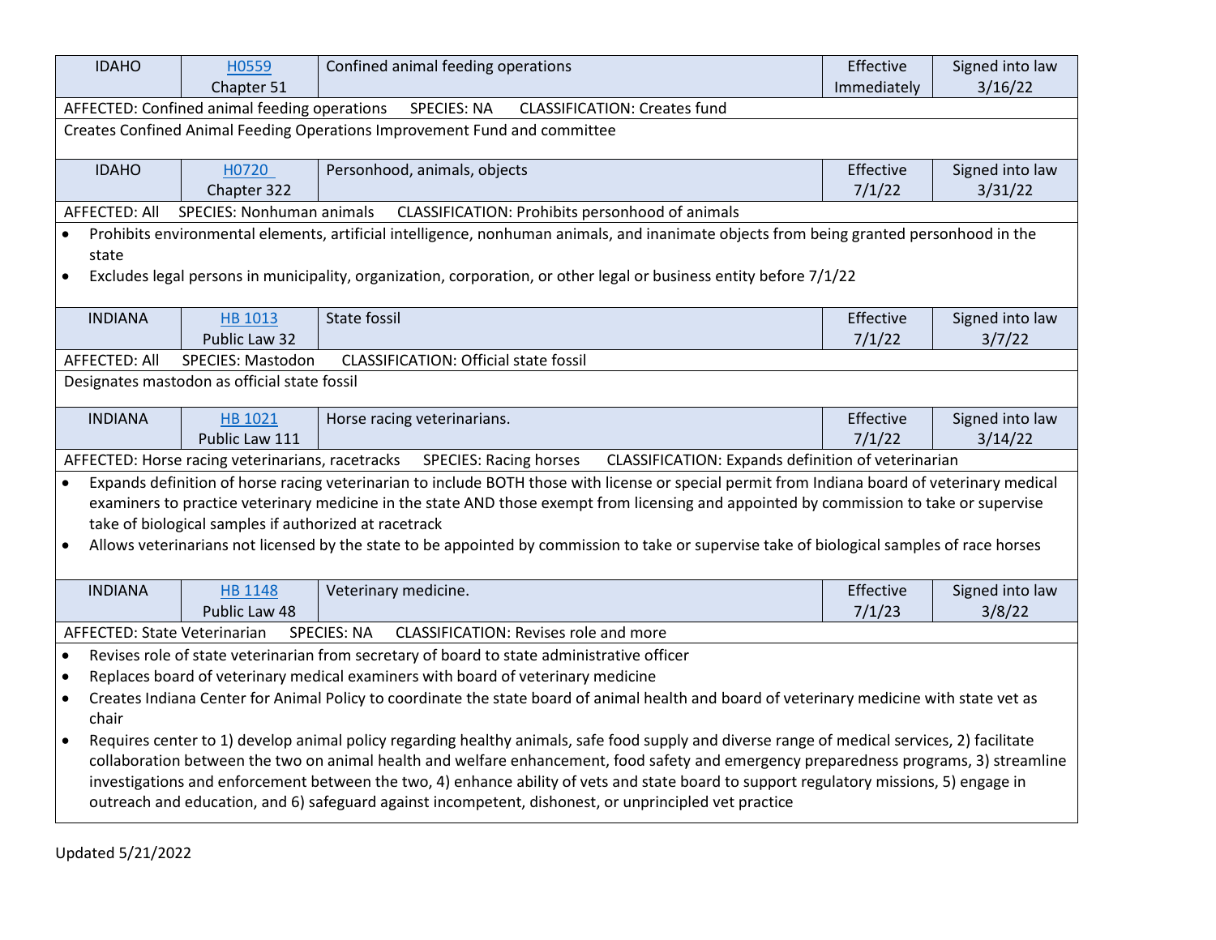| IDAHO | H0559 Chapter 51 | Confined animal feeding operations | Effective Immediately | Signed into law 3/16/22 |
|---|---|---|---|---|

AFFECTED: Confined animal feeding operations SPECIES: NA CLASSIFICATION: Creates fund

Creates Confined Animal Feeding Operations Improvement Fund and committee

| IDAHO | H0720 Chapter 322 | Personhood, animals, objects | Effective 7/1/22 | Signed into law 3/31/22 |
|---|---|---|---|---|

AFFECTED: All SPECIES: Nonhuman animals CLASSIFICATION: Prohibits personhood of animals

- Prohibits environmental elements, artificial intelligence, nonhuman animals, and inanimate objects from being granted personhood in the state
- Excludes legal persons in municipality, organization, corporation, or other legal or business entity before 7/1/22

| INDIANA | HB 1013 Public Law 32 | State fossil | Effective 7/1/22 | Signed into law 3/7/22 |
|---|---|---|---|---|

AFFECTED: All SPECIES: Mastodon CLASSIFICATION: Official state fossil

Designates mastodon as official state fossil

| INDIANA | HB 1021 Public Law 111 | Horse racing veterinarians. | Effective 7/1/22 | Signed into law 3/14/22 |
|---|---|---|---|---|

AFFECTED: Horse racing veterinarians, racetracks SPECIES: Racing horses CLASSIFICATION: Expands definition of veterinarian

- Expands definition of horse racing veterinarian to include BOTH those with license or special permit from Indiana board of veterinary medical examiners to practice veterinary medicine in the state AND those exempt from licensing and appointed by commission to take or supervise take of biological samples if authorized at racetrack
- Allows veterinarians not licensed by the state to be appointed by commission to take or supervise take of biological samples of race horses

| INDIANA | HB 1148 Public Law 48 | Veterinary medicine. | Effective 7/1/23 | Signed into law 3/8/22 |
|---|---|---|---|---|

AFFECTED: State Veterinarian SPECIES: NA CLASSIFICATION: Revises role and more

- Revises role of state veterinarian from secretary of board to state administrative officer
- Replaces board of veterinary medical examiners with board of veterinary medicine
- Creates Indiana Center for Animal Policy to coordinate the state board of animal health and board of veterinary medicine with state vet as chair
- Requires center to 1) develop animal policy regarding healthy animals, safe food supply and diverse range of medical services, 2) facilitate collaboration between the two on animal health and welfare enhancement, food safety and emergency preparedness programs, 3) streamline investigations and enforcement between the two, 4) enhance ability of vets and state board to support regulatory missions, 5) engage in outreach and education, and 6) safeguard against incompetent, dishonest, or unprincipled vet practice

Updated 5/21/2022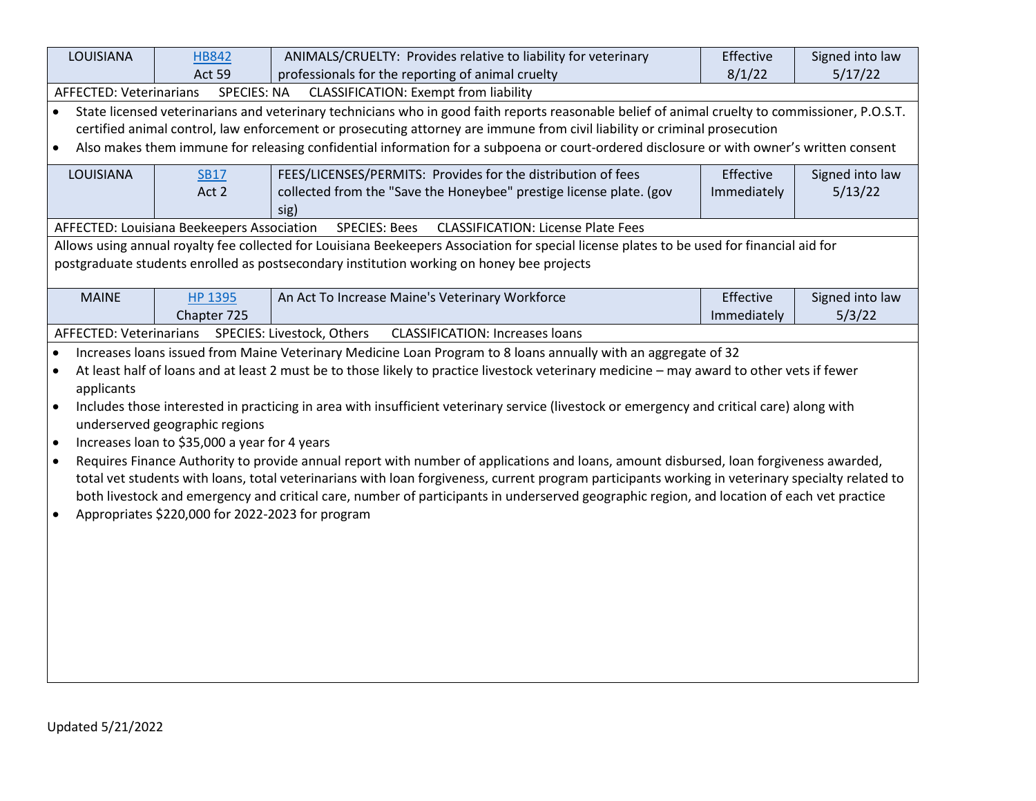| LOUISIANA | HB842 Act 59 | ANIMALS/CRUELTY: Provides relative to liability for veterinary professionals for the reporting of animal cruelty | Effective 8/1/22 | Signed into law 5/17/22 |
|---|---|---|---|---|

AFFECTED: Veterinarians SPECIES: NA CLASSIFICATION: Exempt from liability

- State licensed veterinarians and veterinary technicians who in good faith reports reasonable belief of animal cruelty to commissioner, P.O.S.T. certified animal control, law enforcement or prosecuting attorney are immune from civil liability or criminal prosecution
- Also makes them immune for releasing confidential information for a subpoena or court-ordered disclosure or with owner's written consent

| LOUISIANA | SB17 Act 2 | FEES/LICENSES/PERMITS: Provides for the distribution of fees collected from the "Save the Honeybee" prestige license plate. (gov sig) | Effective Immediately | Signed into law 5/13/22 |
|---|---|---|---|---|

AFFECTED: Louisiana Beekeepers Association SPECIES: Bees CLASSIFICATION: License Plate Fees

Allows using annual royalty fee collected for Louisiana Beekeepers Association for special license plates to be used for financial aid for postgraduate students enrolled as postsecondary institution working on honey bee projects

| MAINE | HP 1395 Chapter 725 | An Act To Increase Maine's Veterinary Workforce | Effective Immediately | Signed into law 5/3/22 |
|---|---|---|---|---|

AFFECTED: Veterinarians SPECIES: Livestock, Others CLASSIFICATION: Increases loans

- Increases loans issued from Maine Veterinary Medicine Loan Program to 8 loans annually with an aggregate of 32
- At least half of loans and at least 2 must be to those likely to practice livestock veterinary medicine – may award to other vets if fewer applicants
- Includes those interested in practicing in area with insufficient veterinary service (livestock or emergency and critical care) along with underserved geographic regions
- Increases loan to $35,000 a year for 4 years
- Requires Finance Authority to provide annual report with number of applications and loans, amount disbursed, loan forgiveness awarded, total vet students with loans, total veterinarians with loan forgiveness, current program participants working in veterinary specialty related to both livestock and emergency and critical care, number of participants in underserved geographic region, and location of each vet practice
- Appropriates $220,000 for 2022-2023 for program

Updated 5/21/2022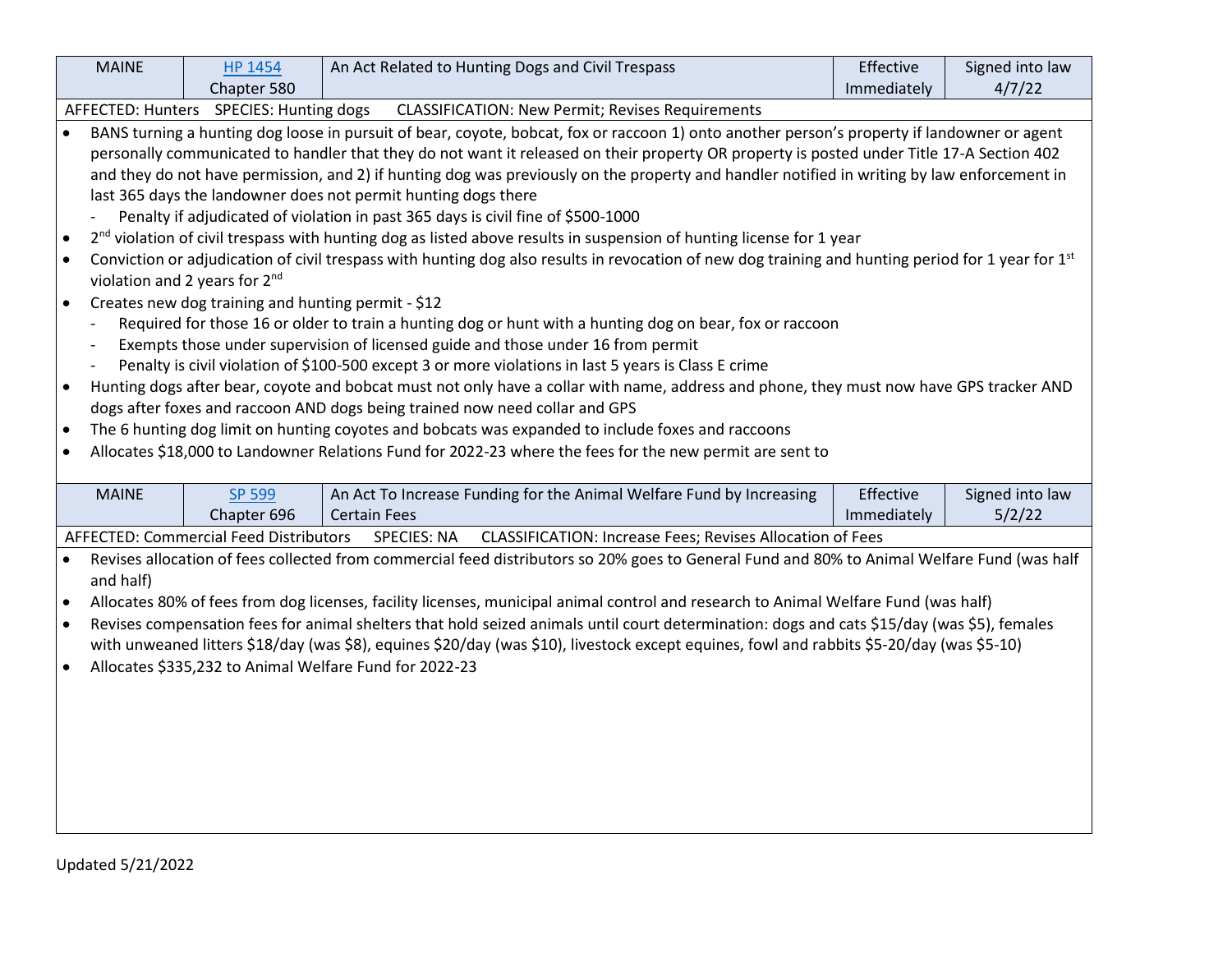| MAINE | [HP 1454](#) Chapter 580 | An Act Related to Hunting Dogs and Civil Trespass | Effective Immediately | Signed into law 4/7/22 |
|---|---|---|---|---|

AFFECTED: Hunters SPECIES: Hunting dogs CLASSIFICATION: New Permit; Revises Requirements

- BANS turning a hunting dog loose in pursuit of bear, coyote, bobcat, fox or raccoon 1) onto another person's property if landowner or agent personally communicated to handler that they do not want it released on their property OR property is posted under Title 17-A Section 402 and they do not have permission, and 2) if hunting dog was previously on the property and handler notified in writing by law enforcement in last 365 days the landowner does not permit hunting dogs there
  - Penalty if adjudicated of violation in past 365 days is civil fine of $500-1000
- 2nd violation of civil trespass with hunting dog as listed above results in suspension of hunting license for 1 year
- Conviction or adjudication of civil trespass with hunting dog also results in revocation of new dog training and hunting period for 1 year for 1st violation and 2 years for 2nd
- Creates new dog training and hunting permit - $12
  - Required for those 16 or older to train a hunting dog or hunt with a hunting dog on bear, fox or raccoon
  - Exempts those under supervision of licensed guide and those under 16 from permit
  - Penalty is civil violation of $100-500 except 3 or more violations in last 5 years is Class E crime
- Hunting dogs after bear, coyote and bobcat must not only have a collar with name, address and phone, they must now have GPS tracker AND dogs after foxes and raccoon AND dogs being trained now need collar and GPS
- The 6 hunting dog limit on hunting coyotes and bobcats was expanded to include foxes and raccoons
- Allocates $18,000 to Landowner Relations Fund for 2022-23 where the fees for the new permit are sent to

| MAINE | [SP 599](#) Chapter 696 | An Act To Increase Funding for the Animal Welfare Fund by Increasing Certain Fees | Effective Immediately | Signed into law 5/2/22 |
|---|---|---|---|---|

AFFECTED: Commercial Feed Distributors SPECIES: NA CLASSIFICATION: Increase Fees; Revises Allocation of Fees

- Revises allocation of fees collected from commercial feed distributors so 20% goes to General Fund and 80% to Animal Welfare Fund (was half and half)
- Allocates 80% of fees from dog licenses, facility licenses, municipal animal control and research to Animal Welfare Fund (was half)
- Revises compensation fees for animal shelters that hold seized animals until court determination: dogs and cats $15/day (was $5), females with unweaned litters $18/day (was $8), equines $20/day (was $10), livestock except equines, fowl and rabbits $5-20/day (was $5-10)
- Allocates $335,232 to Animal Welfare Fund for 2022-23

Updated 5/21/2022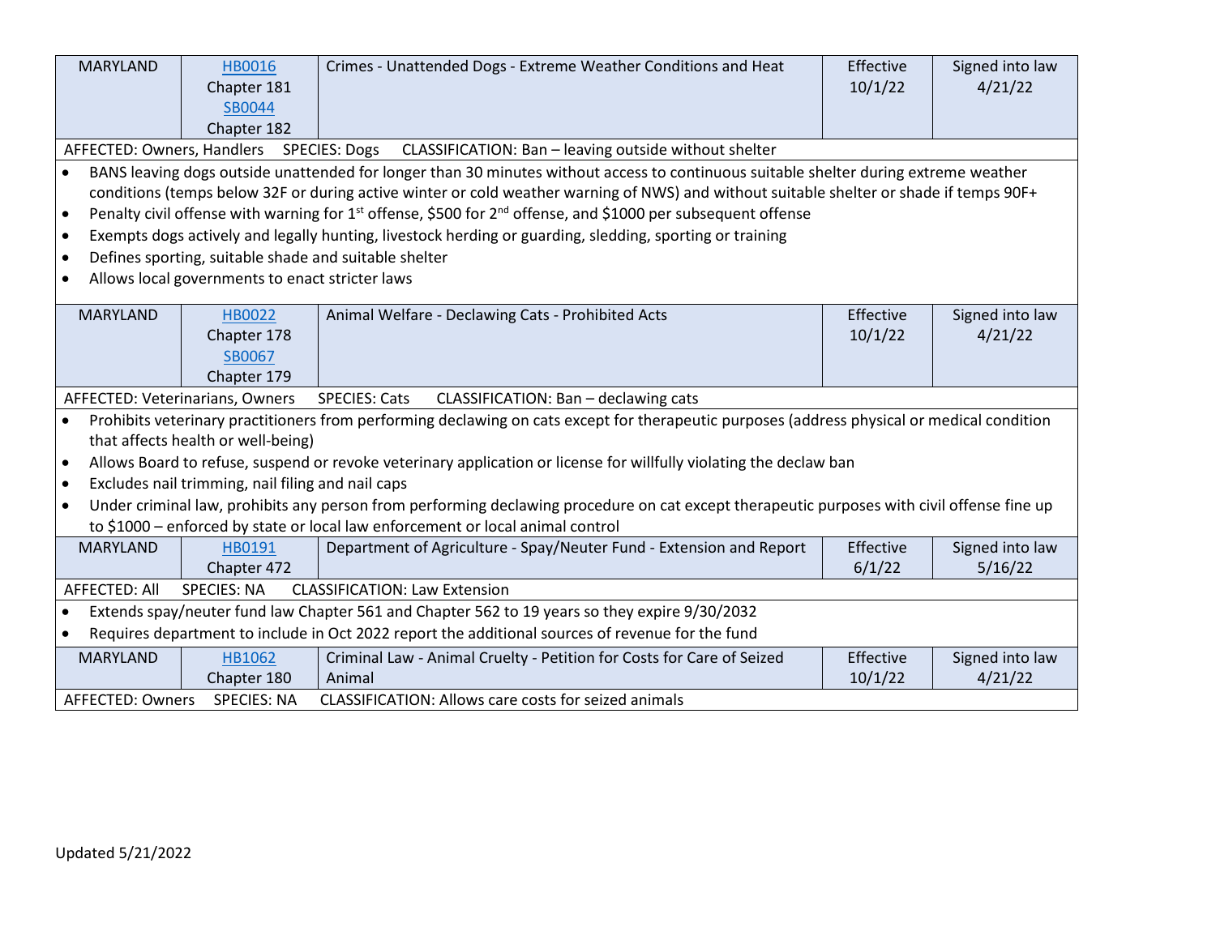| MARYLAND | HB0016 Chapter 181 SB0044 Chapter 182 | Crimes - Unattended Dogs - Extreme Weather Conditions and Heat | Effective 10/1/22 | Signed into law 4/21/22 |
|---|---|---|---|---|

AFFECTED: Owners, Handlers SPECIES: Dogs CLASSIFICATION: Ban – leaving outside without shelter

- BANS leaving dogs outside unattended for longer than 30 minutes without access to continuous suitable shelter during extreme weather conditions (temps below 32F or during active winter or cold weather warning of NWS) and without suitable shelter or shade if temps 90F+
- Penalty civil offense with warning for 1st offense, $500 for 2nd offense, and $1000 per subsequent offense
- Exempts dogs actively and legally hunting, livestock herding or guarding, sledding, sporting or training
- Defines sporting, suitable shade and suitable shelter
- Allows local governments to enact stricter laws

| MARYLAND | HB0022 Chapter 178 SB0067 Chapter 179 | Animal Welfare - Declawing Cats - Prohibited Acts | Effective 10/1/22 | Signed into law 4/21/22 |
|---|---|---|---|---|

AFFECTED: Veterinarians, Owners SPECIES: Cats CLASSIFICATION: Ban – declawing cats

- Prohibits veterinary practitioners from performing declawing on cats except for therapeutic purposes (address physical or medical condition that affects health or well-being)
- Allows Board to refuse, suspend or revoke veterinary application or license for willfully violating the declaw ban
- Excludes nail trimming, nail filing and nail caps
- Under criminal law, prohibits any person from performing declawing procedure on cat except therapeutic purposes with civil offense fine up to $1000 – enforced by state or local law enforcement or local animal control

| MARYLAND | HB0191 Chapter 472 | Department of Agriculture - Spay/Neuter Fund - Extension and Report | Effective 6/1/22 | Signed into law 5/16/22 |
|---|---|---|---|---|

AFFECTED: All SPECIES: NA CLASSIFICATION: Law Extension

- Extends spay/neuter fund law Chapter 561 and Chapter 562 to 19 years so they expire 9/30/2032
- Requires department to include in Oct 2022 report the additional sources of revenue for the fund

| MARYLAND | HB1062 Chapter 180 | Criminal Law - Animal Cruelty - Petition for Costs for Care of Seized Animal | Effective 10/1/22 | Signed into law 4/21/22 |
|---|---|---|---|---|

AFFECTED: Owners SPECIES: NA CLASSIFICATION: Allows care costs for seized animals

Updated 5/21/2022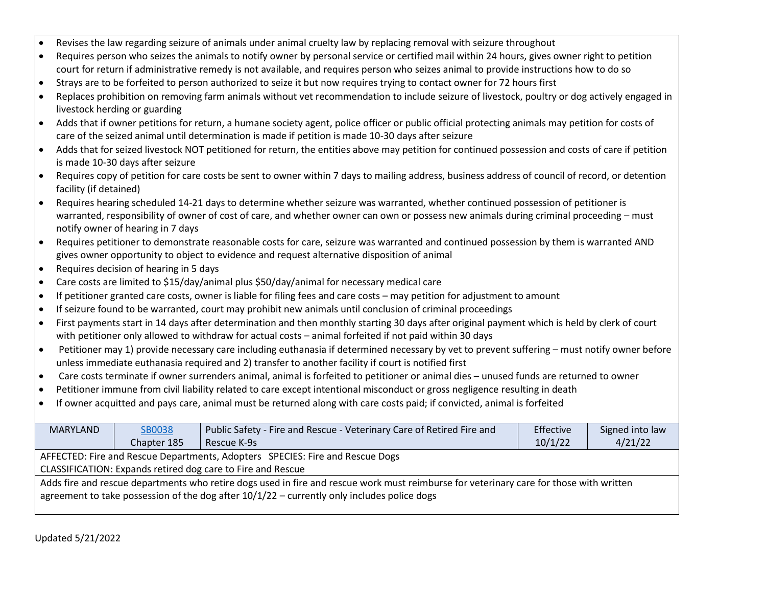- Revises the law regarding seizure of animals under animal cruelty law by replacing removal with seizure throughout
- Requires person who seizes the animals to notify owner by personal service or certified mail within 24 hours, gives owner right to petition court for return if administrative remedy is not available, and requires person who seizes animal to provide instructions how to do so
- Strays are to be forfeited to person authorized to seize it but now requires trying to contact owner for 72 hours first
- Replaces prohibition on removing farm animals without vet recommendation to include seizure of livestock, poultry or dog actively engaged in livestock herding or guarding
- Adds that if owner petitions for return, a humane society agent, police officer or public official protecting animals may petition for costs of care of the seized animal until determination is made if petition is made 10-30 days after seizure
- Adds that for seized livestock NOT petitioned for return, the entities above may petition for continued possession and costs of care if petition is made 10-30 days after seizure
- Requires copy of petition for care costs be sent to owner within 7 days to mailing address, business address of council of record, or detention facility (if detained)
- Requires hearing scheduled 14-21 days to determine whether seizure was warranted, whether continued possession of petitioner is warranted, responsibility of owner of cost of care, and whether owner can own or possess new animals during criminal proceeding – must notify owner of hearing in 7 days
- Requires petitioner to demonstrate reasonable costs for care, seizure was warranted and continued possession by them is warranted AND gives owner opportunity to object to evidence and request alternative disposition of animal
- Requires decision of hearing in 5 days
- Care costs are limited to $15/day/animal plus $50/day/animal for necessary medical care
- If petitioner granted care costs, owner is liable for filing fees and care costs – may petition for adjustment to amount
- If seizure found to be warranted, court may prohibit new animals until conclusion of criminal proceedings
- First payments start in 14 days after determination and then monthly starting 30 days after original payment which is held by clerk of court with petitioner only allowed to withdraw for actual costs – animal forfeited if not paid within 30 days
- Petitioner may 1) provide necessary care including euthanasia if determined necessary by vet to prevent suffering – must notify owner before unless immediate euthanasia required and 2) transfer to another facility if court is notified first
- Care costs terminate if owner surrenders animal, animal is forfeited to petitioner or animal dies – unused funds are returned to owner
- Petitioner immune from civil liability related to care except intentional misconduct or gross negligence resulting in death
- If owner acquitted and pays care, animal must be returned along with care costs paid; if convicted, animal is forfeited

| MARYLAND | SB0038 Chapter 185 | Public Safety - Fire and Rescue - Veterinary Care of Retired Fire and Rescue K-9s | Effective 10/1/22 | Signed into law 4/21/22 |
|---|---|---|---|---|

AFFECTED: Fire and Rescue Departments, Adopters SPECIES: Fire and Rescue Dogs
CLASSIFICATION: Expands retired dog care to Fire and Rescue

Adds fire and rescue departments who retire dogs used in fire and rescue work must reimburse for veterinary care for those with written agreement to take possession of the dog after 10/1/22 – currently only includes police dogs

Updated 5/21/2022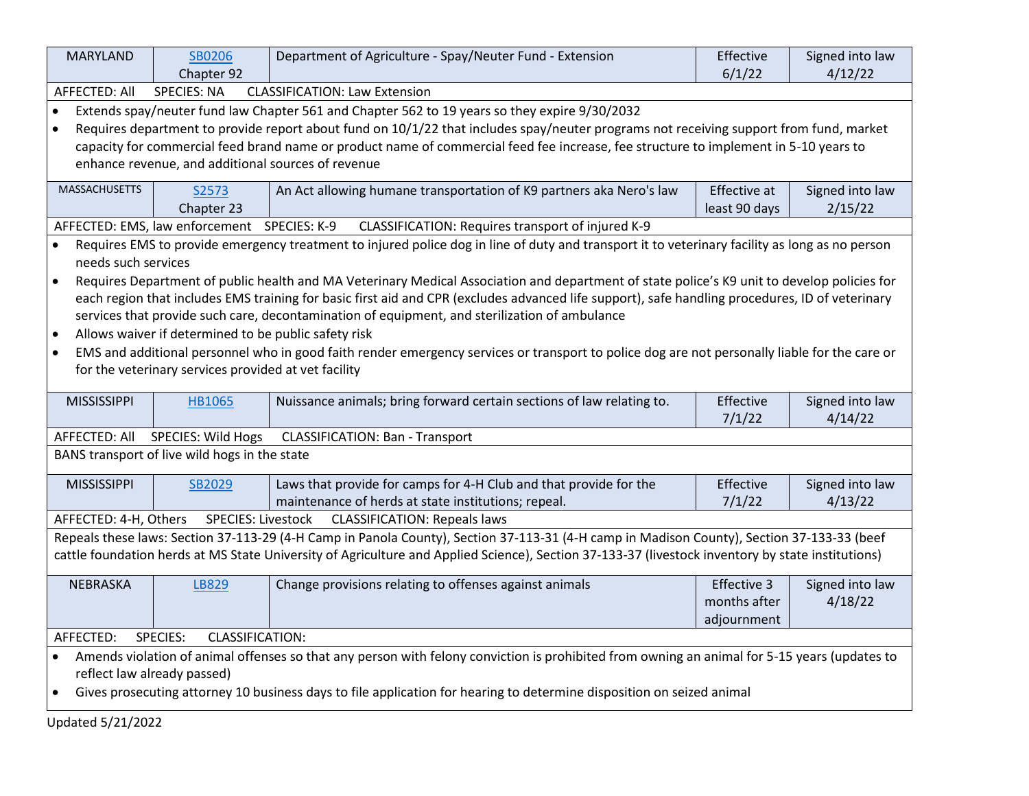| MARYLAND | SB0206 Chapter 92 | Department of Agriculture - Spay/Neuter Fund - Extension | Effective 6/1/22 | Signed into law 4/12/22 |
|---|---|---|---|---|

AFFECTED: All SPECIES: NA CLASSIFICATION: Law Extension

- Extends spay/neuter fund law Chapter 561 and Chapter 562 to 19 years so they expire 9/30/2032
- Requires department to provide report about fund on 10/1/22 that includes spay/neuter programs not receiving support from fund, market capacity for commercial feed brand name or product name of commercial feed fee increase, fee structure to implement in 5-10 years to enhance revenue, and additional sources of revenue

| MASSACHUSETTS | S2573 Chapter 23 | An Act allowing humane transportation of K9 partners aka Nero's law | Effective at least 90 days | Signed into law 2/15/22 |
|---|---|---|---|---|

AFFECTED: EMS, law enforcement SPECIES: K-9 CLASSIFICATION: Requires transport of injured K-9

- Requires EMS to provide emergency treatment to injured police dog in line of duty and transport it to veterinary facility as long as no person needs such services
- Requires Department of public health and MA Veterinary Medical Association and department of state police's K9 unit to develop policies for each region that includes EMS training for basic first aid and CPR (excludes advanced life support), safe handling procedures, ID of veterinary services that provide such care, decontamination of equipment, and sterilization of ambulance
- Allows waiver if determined to be public safety risk
- EMS and additional personnel who in good faith render emergency services or transport to police dog are not personally liable for the care or for the veterinary services provided at vet facility

| MISSISSIPPI | HB1065 | Nuissance animals; bring forward certain sections of law relating to. | Effective 7/1/22 | Signed into law 4/14/22 |
|---|---|---|---|---|

AFFECTED: All SPECIES: Wild Hogs CLASSIFICATION: Ban - Transport

BANS transport of live wild hogs in the state

| MISSISSIPPI | SB2029 | Laws that provide for camps for 4-H Club and that provide for the maintenance of herds at state institutions; repeal. | Effective 7/1/22 | Signed into law 4/13/22 |
|---|---|---|---|---|

AFFECTED: 4-H, Others SPECIES: Livestock CLASSIFICATION: Repeals laws

Repeals these laws: Section 37-113-29 (4-H Camp in Panola County), Section 37-113-31 (4-H camp in Madison County), Section 37-133-33 (beef cattle foundation herds at MS State University of Agriculture and Applied Science), Section 37-133-37 (livestock inventory by state institutions)

| NEBRASKA | LB829 | Change provisions relating to offenses against animals | Effective 3 months after adjournment | Signed into law 4/18/22 |
|---|---|---|---|---|

AFFECTED: SPECIES: CLASSIFICATION:

- Amends violation of animal offenses so that any person with felony conviction is prohibited from owning an animal for 5-15 years (updates to reflect law already passed)
- Gives prosecuting attorney 10 business days to file application for hearing to determine disposition on seized animal

Updated 5/21/2022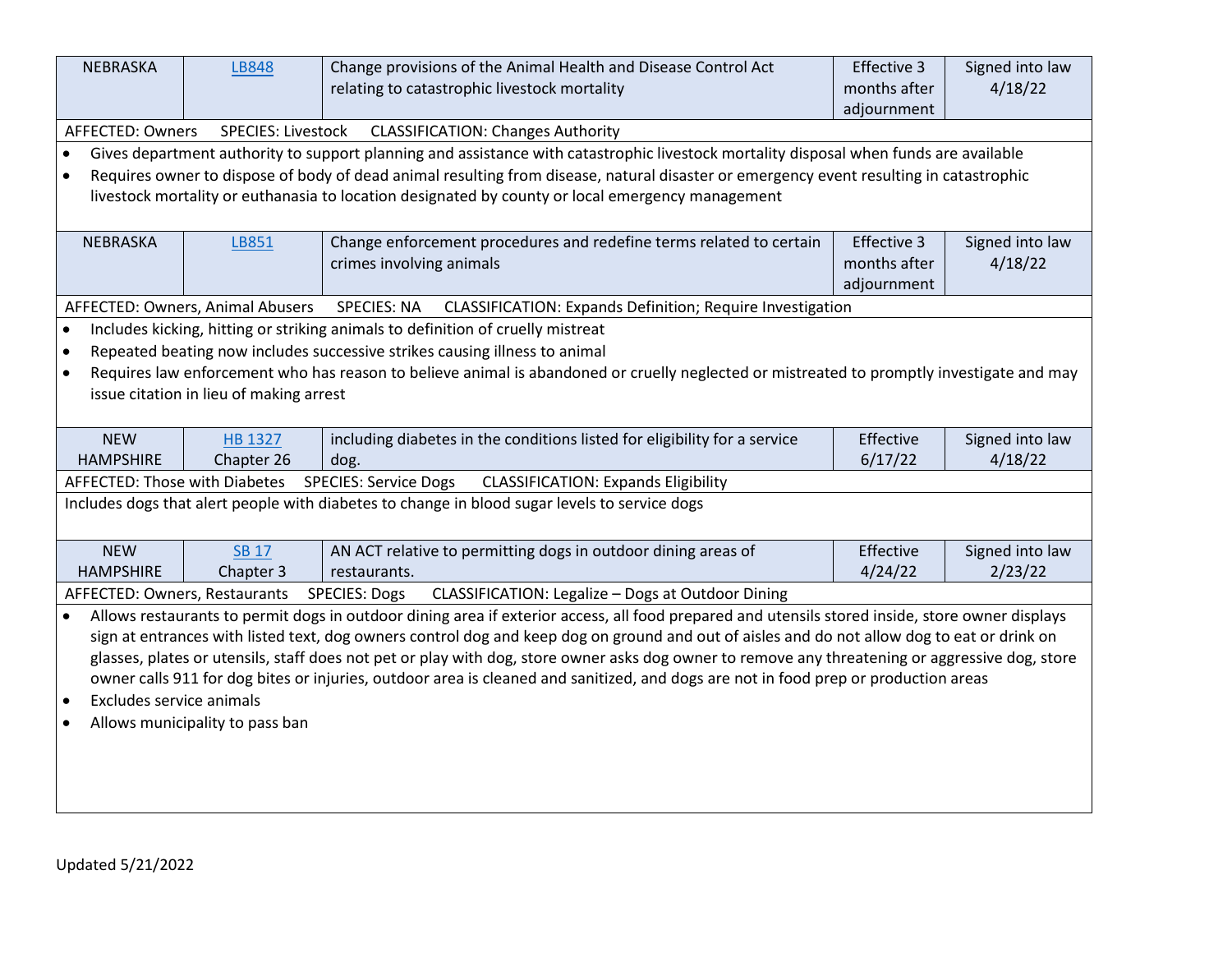| NEBRASKA | LB848 | Change provisions of the Animal Health and Disease Control Act relating to catastrophic livestock mortality | Effective 3 months after adjournment | Signed into law 4/18/22 |
|---|---|---|---|---|

AFFECTED: Owners SPECIES: Livestock CLASSIFICATION: Changes Authority

- Gives department authority to support planning and assistance with catastrophic livestock mortality disposal when funds are available
- Requires owner to dispose of body of dead animal resulting from disease, natural disaster or emergency event resulting in catastrophic livestock mortality or euthanasia to location designated by county or local emergency management

| NEBRASKA | LB851 | Change enforcement procedures and redefine terms related to certain crimes involving animals | Effective 3 months after adjournment | Signed into law 4/18/22 |
|---|---|---|---|---|

AFFECTED: Owners, Animal Abusers SPECIES: NA CLASSIFICATION: Expands Definition; Require Investigation

- Includes kicking, hitting or striking animals to definition of cruelly mistreat
- Repeated beating now includes successive strikes causing illness to animal
- Requires law enforcement who has reason to believe animal is abandoned or cruelly neglected or mistreated to promptly investigate and may issue citation in lieu of making arrest

| NEW HAMPSHIRE | HB 1327 Chapter 26 | including diabetes in the conditions listed for eligibility for a service dog. | Effective 6/17/22 | Signed into law 4/18/22 |
|---|---|---|---|---|

AFFECTED: Those with Diabetes SPECIES: Service Dogs CLASSIFICATION: Expands Eligibility

Includes dogs that alert people with diabetes to change in blood sugar levels to service dogs

| NEW HAMPSHIRE | SB 17 Chapter 3 | AN ACT relative to permitting dogs in outdoor dining areas of restaurants. | Effective 4/24/22 | Signed into law 2/23/22 |
|---|---|---|---|---|

AFFECTED: Owners, Restaurants SPECIES: Dogs CLASSIFICATION: Legalize – Dogs at Outdoor Dining

- Allows restaurants to permit dogs in outdoor dining area if exterior access, all food prepared and utensils stored inside, store owner displays sign at entrances with listed text, dog owners control dog and keep dog on ground and out of aisles and do not allow dog to eat or drink on glasses, plates or utensils, staff does not pet or play with dog, store owner asks dog owner to remove any threatening or aggressive dog, store owner calls 911 for dog bites or injuries, outdoor area is cleaned and sanitized, and dogs are not in food prep or production areas
- Excludes service animals
- Allows municipality to pass ban

Updated 5/21/2022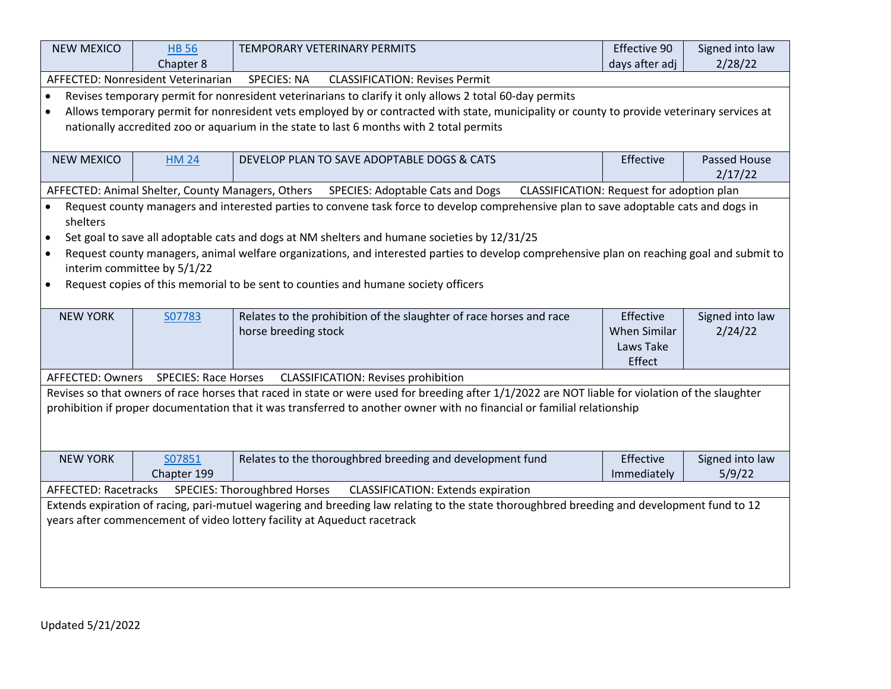| NEW MEXICO | HB 56 Chapter 8 | TEMPORARY VETERINARY PERMITS | Effective 90 days after adj | Signed into law 2/28/22 |
|---|---|---|---|---|

AFFECTED: Nonresident Veterinarian SPECIES: NA CLASSIFICATION: Revises Permit

- Revises temporary permit for nonresident veterinarians to clarify it only allows 2 total 60-day permits
- Allows temporary permit for nonresident vets employed by or contracted with state, municipality or county to provide veterinary services at nationally accredited zoo or aquarium in the state to last 6 months with 2 total permits

| NEW MEXICO | HM 24 | DEVELOP PLAN TO SAVE ADOPTABLE DOGS & CATS | Effective | Passed House 2/17/22 |
|---|---|---|---|---|

AFFECTED: Animal Shelter, County Managers, Others SPECIES: Adoptable Cats and Dogs CLASSIFICATION: Request for adoption plan

- Request county managers and interested parties to convene task force to develop comprehensive plan to save adoptable cats and dogs in shelters
- Set goal to save all adoptable cats and dogs at NM shelters and humane societies by 12/31/25
- Request county managers, animal welfare organizations, and interested parties to develop comprehensive plan on reaching goal and submit to interim committee by 5/1/22
- Request copies of this memorial to be sent to counties and humane society officers

| NEW YORK | S07783 | Relates to the prohibition of the slaughter of race horses and race horse breeding stock | Effective When Similar Laws Take Effect | Signed into law 2/24/22 |
|---|---|---|---|---|

AFFECTED: Owners SPECIES: Race Horses CLASSIFICATION: Revises prohibition

Revises so that owners of race horses that raced in state or were used for breeding after 1/1/2022 are NOT liable for violation of the slaughter prohibition if proper documentation that it was transferred to another owner with no financial or familial relationship

| NEW YORK | S07851 Chapter 199 | Relates to the thoroughbred breeding and development fund | Effective Immediately | Signed into law 5/9/22 |
|---|---|---|---|---|

AFFECTED: Racetracks SPECIES: Thoroughbred Horses CLASSIFICATION: Extends expiration

Extends expiration of racing, pari-mutuel wagering and breeding law relating to the state thoroughbred breeding and development fund to 12 years after commencement of video lottery facility at Aqueduct racetrack

Updated 5/21/2022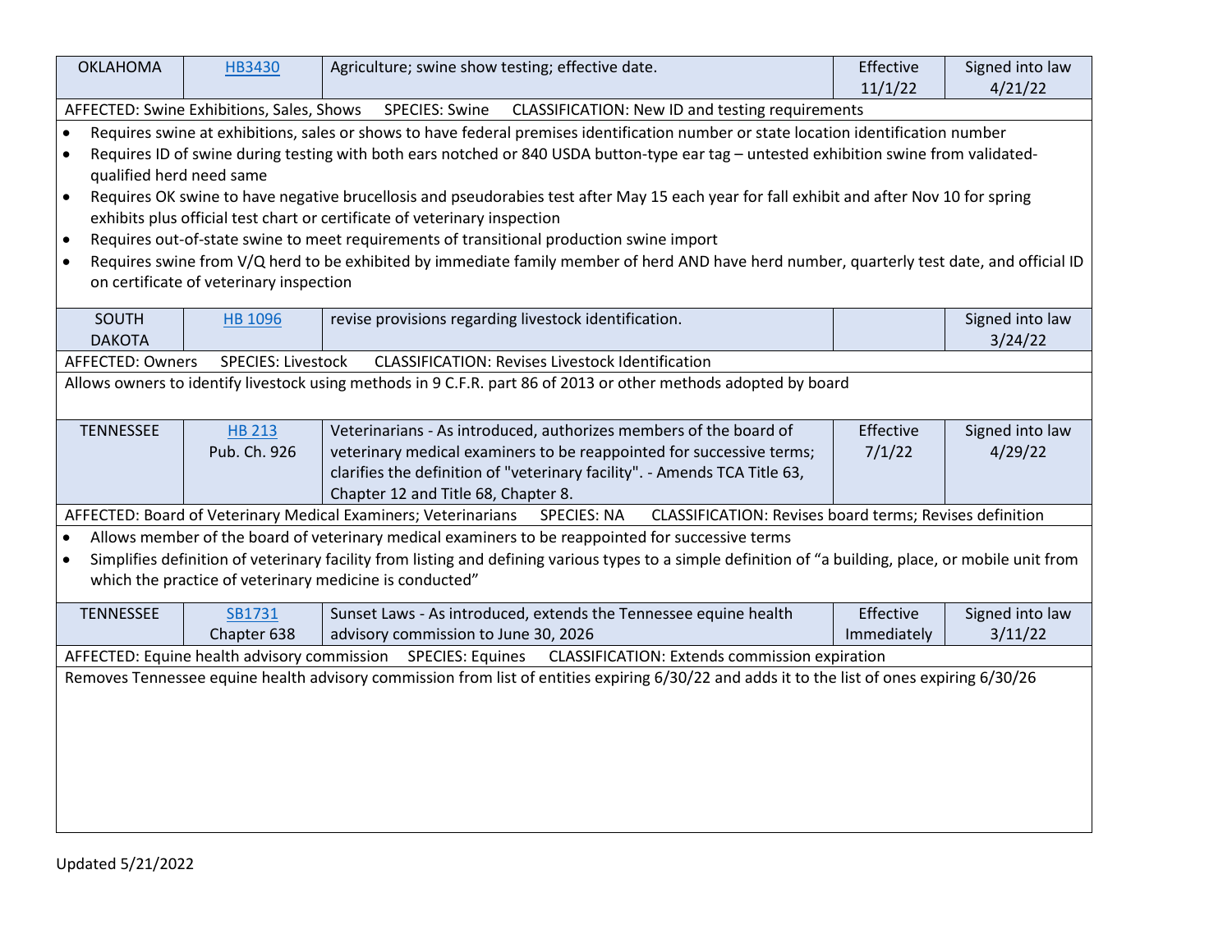| State | Bill | Description | Effective | Status |
|---|---|---|---|---|
| OKLAHOMA | HB3430 | Agriculture; swine show testing; effective date. | Effective 11/1/22 | Signed into law 4/21/22 |

AFFECTED: Swine Exhibitions, Sales, Shows SPECIES: Swine CLASSIFICATION: New ID and testing requirements

- Requires swine at exhibitions, sales or shows to have federal premises identification number or state location identification number
- Requires ID of swine during testing with both ears notched or 840 USDA button-type ear tag – untested exhibition swine from validated-qualified herd need same
- Requires OK swine to have negative brucellosis and pseudorabies test after May 15 each year for fall exhibit and after Nov 10 for spring exhibits plus official test chart or certificate of veterinary inspection
- Requires out-of-state swine to meet requirements of transitional production swine import
- Requires swine from V/Q herd to be exhibited by immediate family member of herd AND have herd number, quarterly test date, and official ID on certificate of veterinary inspection

| State | Bill | Description | Effective | Status |
|---|---|---|---|---|
| SOUTH DAKOTA | HB 1096 | revise provisions regarding livestock identification. | | Signed into law 3/24/22 |

AFFECTED: Owners SPECIES: Livestock CLASSIFICATION: Revises Livestock Identification

Allows owners to identify livestock using methods in 9 C.F.R. part 86 of 2013 or other methods adopted by board

| State | Bill | Description | Effective | Status |
|---|---|---|---|---|
| TENNESSEE | HB 213 Pub. Ch. 926 | Veterinarians - As introduced, authorizes members of the board of veterinary medical examiners to be reappointed for successive terms; clarifies the definition of "veterinary facility". - Amends TCA Title 63, Chapter 12 and Title 68, Chapter 8. | Effective 7/1/22 | Signed into law 4/29/22 |

AFFECTED: Board of Veterinary Medical Examiners; Veterinarians SPECIES: NA CLASSIFICATION: Revises board terms; Revises definition

- Allows member of the board of veterinary medical examiners to be reappointed for successive terms
- Simplifies definition of veterinary facility from listing and defining various types to a simple definition of "a building, place, or mobile unit from which the practice of veterinary medicine is conducted"

| State | Bill | Description | Effective | Status |
|---|---|---|---|---|
| TENNESSEE | SB1731 Chapter 638 | Sunset Laws - As introduced, extends the Tennessee equine health advisory commission to June 30, 2026 | Effective Immediately | Signed into law 3/11/22 |

AFFECTED: Equine health advisory commission SPECIES: Equines CLASSIFICATION: Extends commission expiration

Removes Tennessee equine health advisory commission from list of entities expiring 6/30/22 and adds it to the list of ones expiring 6/30/26

Updated 5/21/2022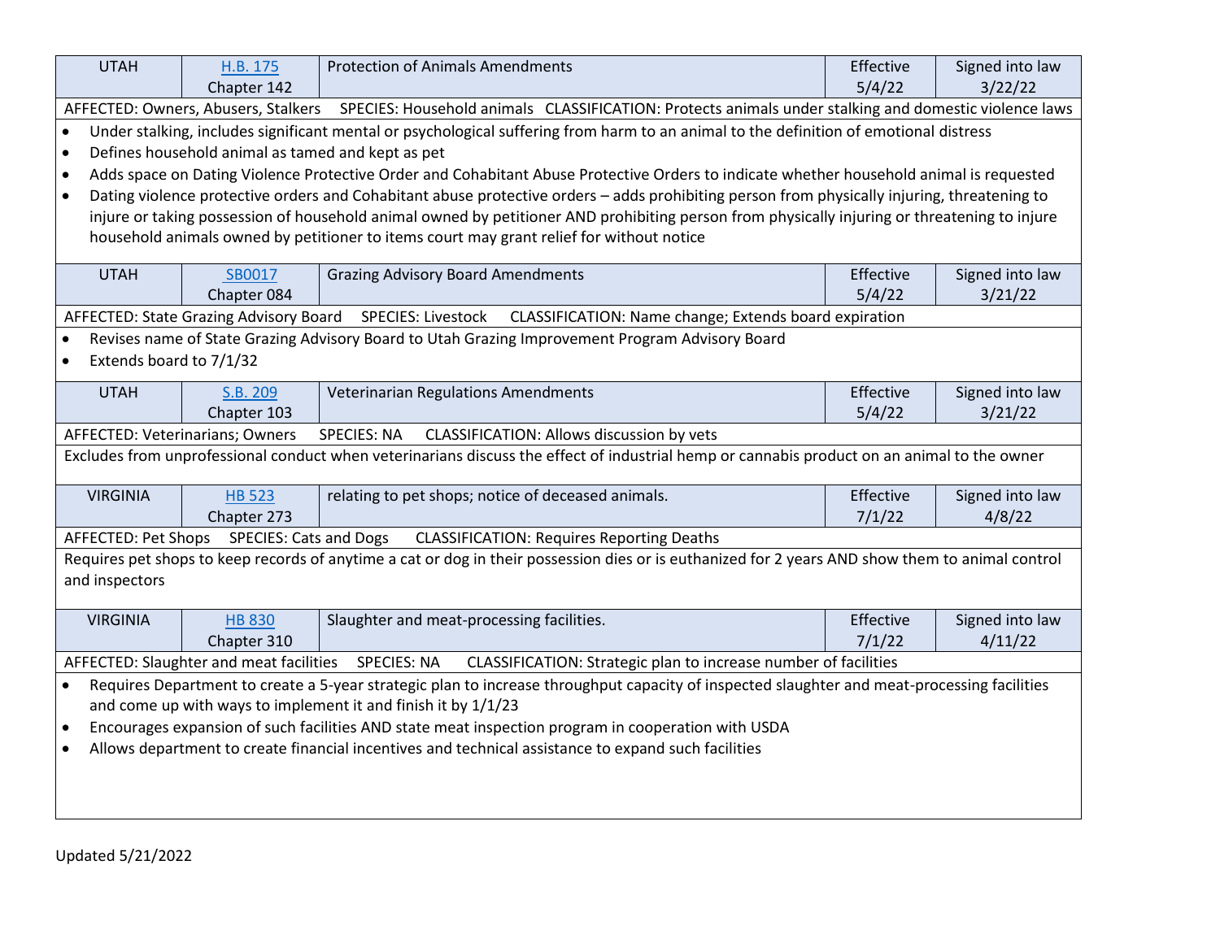| UTAH | H.B. 175 Chapter 142 | Protection of Animals Amendments | Effective 5/4/22 | Signed into law 3/22/22 |
|---|---|---|---|---|

AFFECTED: Owners, Abusers, Stalkers SPECIES: Household animals CLASSIFICATION: Protects animals under stalking and domestic violence laws

- Under stalking, includes significant mental or psychological suffering from harm to an animal to the definition of emotional distress
- Defines household animal as tamed and kept as pet
- Adds space on Dating Violence Protective Order and Cohabitant Abuse Protective Orders to indicate whether household animal is requested
- Dating violence protective orders and Cohabitant abuse protective orders – adds prohibiting person from physically injuring, threatening to injure or taking possession of household animal owned by petitioner AND prohibiting person from physically injuring or threatening to injure household animals owned by petitioner to items court may grant relief for without notice

| UTAH | SB0017 Chapter 084 | Grazing Advisory Board Amendments | Effective 5/4/22 | Signed into law 3/21/22 |
|---|---|---|---|---|

AFFECTED: State Grazing Advisory Board SPECIES: Livestock CLASSIFICATION: Name change; Extends board expiration

- Revises name of State Grazing Advisory Board to Utah Grazing Improvement Program Advisory Board
- Extends board to 7/1/32

| UTAH | S.B. 209 Chapter 103 | Veterinarian Regulations Amendments | Effective 5/4/22 | Signed into law 3/21/22 |
|---|---|---|---|---|

AFFECTED: Veterinarians; Owners SPECIES: NA CLASSIFICATION: Allows discussion by vets

Excludes from unprofessional conduct when veterinarians discuss the effect of industrial hemp or cannabis product on an animal to the owner

| VIRGINIA | HB 523 Chapter 273 | relating to pet shops; notice of deceased animals. | Effective 7/1/22 | Signed into law 4/8/22 |
|---|---|---|---|---|

AFFECTED: Pet Shops SPECIES: Cats and Dogs CLASSIFICATION: Requires Reporting Deaths

Requires pet shops to keep records of anytime a cat or dog in their possession dies or is euthanized for 2 years AND show them to animal control and inspectors

| VIRGINIA | HB 830 Chapter 310 | Slaughter and meat-processing facilities. | Effective 7/1/22 | Signed into law 4/11/22 |
|---|---|---|---|---|

AFFECTED: Slaughter and meat facilities SPECIES: NA CLASSIFICATION: Strategic plan to increase number of facilities

- Requires Department to create a 5-year strategic plan to increase throughput capacity of inspected slaughter and meat-processing facilities and come up with ways to implement it and finish it by 1/1/23
- Encourages expansion of such facilities AND state meat inspection program in cooperation with USDA
- Allows department to create financial incentives and technical assistance to expand such facilities

Updated 5/21/2022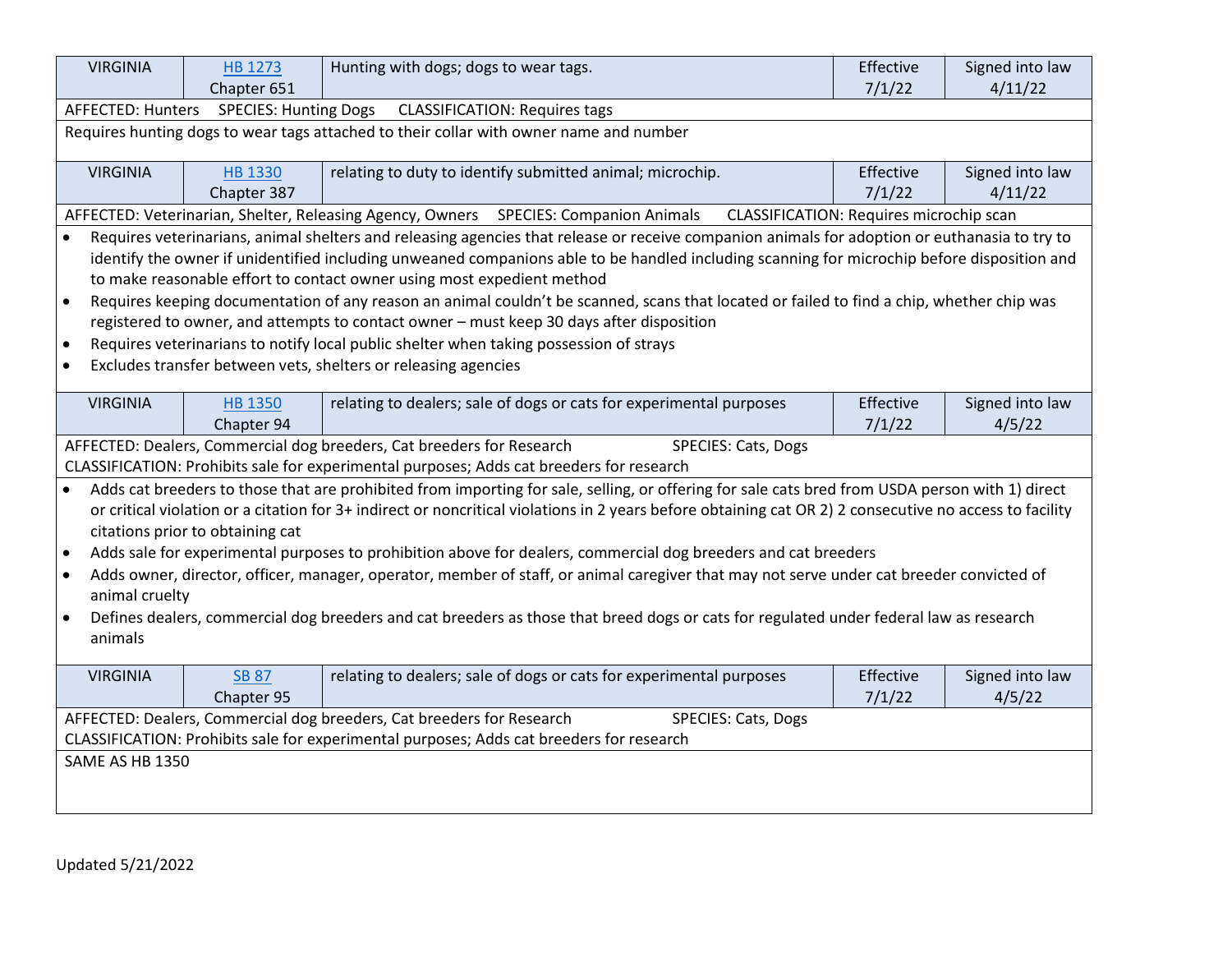| VIRGINIA | HB 1273<br>Chapter 651 | Hunting with dogs; dogs to wear tags. | Effective 7/1/22 | Signed into law 4/11/22 |
|---|---|---|---|---|
| AFFECTED: Hunters SPECIES: Hunting Dogs CLASSIFICATION: Requires tags | | | | |
| Requires hunting dogs to wear tags attached to their collar with owner name and number | | | | |
| VIRGINIA | HB 1330<br>Chapter 387 | relating to duty to identify submitted animal; microchip. | Effective 7/1/22 | Signed into law 4/11/22 |
| AFFECTED: Veterinarian, Shelter, Releasing Agency, Owners SPECIES: Companion Animals CLASSIFICATION: Requires microchip scan | | | | |
| • Requires veterinarians, animal shelters and releasing agencies that release or receive companion animals for adoption or euthanasia to try to identify the owner if unidentified including unweaned companions able to be handled including scanning for microchip before disposition and to make reasonable effort to contact owner using most expedient method<br>• Requires keeping documentation of any reason an animal couldn't be scanned, scans that located or failed to find a chip, whether chip was registered to owner, and attempts to contact owner – must keep 30 days after disposition<br>• Requires veterinarians to notify local public shelter when taking possession of strays<br>• Excludes transfer between vets, shelters or releasing agencies | | | | |
| VIRGINIA | HB 1350<br>Chapter 94 | relating to dealers; sale of dogs or cats for experimental purposes | Effective 7/1/22 | Signed into law 4/5/22 |
| AFFECTED: Dealers, Commercial dog breeders, Cat breeders for Research SPECIES: Cats, Dogs<br>CLASSIFICATION: Prohibits sale for experimental purposes; Adds cat breeders for research | | | | |
| • Adds cat breeders to those that are prohibited from importing for sale, selling, or offering for sale cats bred from USDA person with 1) direct or critical violation or a citation for 3+ indirect or noncritical violations in 2 years before obtaining cat OR 2) 2 consecutive no access to facility citations prior to obtaining cat<br>• Adds sale for experimental purposes to prohibition above for dealers, commercial dog breeders and cat breeders<br>• Adds owner, director, officer, manager, operator, member of staff, or animal caregiver that may not serve under cat breeder convicted of animal cruelty<br>• Defines dealers, commercial dog breeders and cat breeders as those that breed dogs or cats for regulated under federal law as research animals | | | | |
| VIRGINIA | SB 87<br>Chapter 95 | relating to dealers; sale of dogs or cats for experimental purposes | Effective 7/1/22 | Signed into law 4/5/22 |
| AFFECTED: Dealers, Commercial dog breeders, Cat breeders for Research SPECIES: Cats, Dogs<br>CLASSIFICATION: Prohibits sale for experimental purposes; Adds cat breeders for research | | | | |
| SAME AS HB 1350 | | | | |

Updated 5/21/2022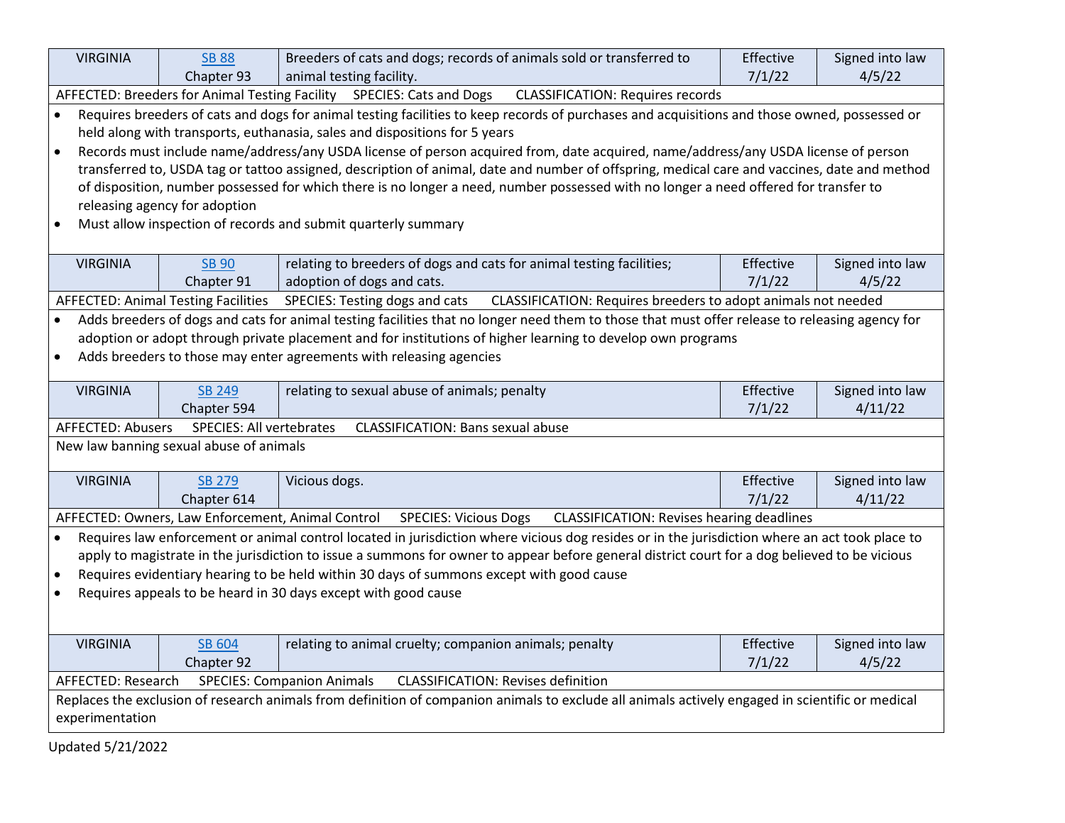| VIRGINIA | SB 88 Chapter 93 | Breeders of cats and dogs; records of animals sold or transferred to animal testing facility. | Effective 7/1/22 | Signed into law 4/5/22 |
|---|---|---|---|---|

AFFECTED: Breeders for Animal Testing Facility SPECIES: Cats and Dogs CLASSIFICATION: Requires records

- Requires breeders of cats and dogs for animal testing facilities to keep records of purchases and acquisitions and those owned, possessed or held along with transports, euthanasia, sales and dispositions for 5 years
- Records must include name/address/any USDA license of person acquired from, date acquired, name/address/any USDA license of person transferred to, USDA tag or tattoo assigned, description of animal, date and number of offspring, medical care and vaccines, date and method of disposition, number possessed for which there is no longer a need, number possessed with no longer a need offered for transfer to releasing agency for adoption
- Must allow inspection of records and submit quarterly summary

| VIRGINIA | SB 90 Chapter 91 | relating to breeders of dogs and cats for animal testing facilities; adoption of dogs and cats. | Effective 7/1/22 | Signed into law 4/5/22 |
|---|---|---|---|---|

AFFECTED: Animal Testing Facilities SPECIES: Testing dogs and cats CLASSIFICATION: Requires breeders to adopt animals not needed

- Adds breeders of dogs and cats for animal testing facilities that no longer need them to those that must offer release to releasing agency for adoption or adopt through private placement and for institutions of higher learning to develop own programs
- Adds breeders to those may enter agreements with releasing agencies

| VIRGINIA | SB 249 Chapter 594 | relating to sexual abuse of animals; penalty | Effective 7/1/22 | Signed into law 4/11/22 |
|---|---|---|---|---|

AFFECTED: Abusers SPECIES: All vertebrates CLASSIFICATION: Bans sexual abuse

New law banning sexual abuse of animals

| VIRGINIA | SB 279 Chapter 614 | Vicious dogs. | Effective 7/1/22 | Signed into law 4/11/22 |
|---|---|---|---|---|

AFFECTED: Owners, Law Enforcement, Animal Control SPECIES: Vicious Dogs CLASSIFICATION: Revises hearing deadlines

- Requires law enforcement or animal control located in jurisdiction where vicious dog resides or in the jurisdiction where an act took place to apply to magistrate in the jurisdiction to issue a summons for owner to appear before general district court for a dog believed to be vicious
- Requires evidentiary hearing to be held within 30 days of summons except with good cause
- Requires appeals to be heard in 30 days except with good cause

| VIRGINIA | SB 604 Chapter 92 | relating to animal cruelty; companion animals; penalty | Effective 7/1/22 | Signed into law 4/5/22 |
|---|---|---|---|---|

AFFECTED: Research SPECIES: Companion Animals CLASSIFICATION: Revises definition

Replaces the exclusion of research animals from definition of companion animals to exclude all animals actively engaged in scientific or medical experimentation

Updated 5/21/2022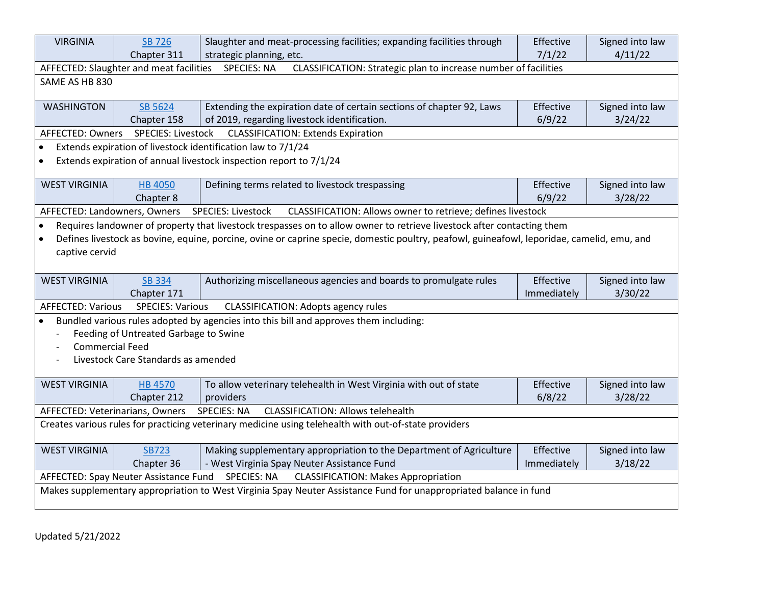| VIRGINIA | SB 726<br>Chapter 311 | Slaughter and meat-processing facilities; expanding facilities through strategic planning, etc. | Effective 7/1/22 | Signed into law 4/11/22 |
|---|---|---|---|---|

AFFECTED: Slaughter and meat facilities SPECIES: NA CLASSIFICATION: Strategic plan to increase number of facilities

SAME AS HB 830

| WASHINGTON | SB 5624<br>Chapter 158 | Extending the expiration date of certain sections of chapter 92, Laws of 2019, regarding livestock identification. | Effective 6/9/22 | Signed into law 3/24/22 |
|---|---|---|---|---|

AFFECTED: Owners SPECIES: Livestock CLASSIFICATION: Extends Expiration

- Extends expiration of livestock identification law to 7/1/24
- Extends expiration of annual livestock inspection report to 7/1/24

| WEST VIRGINIA | HB 4050<br>Chapter 8 | Defining terms related to livestock trespassing | Effective 6/9/22 | Signed into law 3/28/22 |
|---|---|---|---|---|

AFFECTED: Landowners, Owners SPECIES: Livestock CLASSIFICATION: Allows owner to retrieve; defines livestock

- Requires landowner of property that livestock trespasses on to allow owner to retrieve livestock after contacting them
- Defines livestock as bovine, equine, porcine, ovine or caprine specie, domestic poultry, peafowl, guineafowl, leporidae, camelid, emu, and captive cervid

| WEST VIRGINIA | SB 334<br>Chapter 171 | Authorizing miscellaneous agencies and boards to promulgate rules | Effective Immediately | Signed into law 3/30/22 |
|---|---|---|---|---|

AFFECTED: Various SPECIES: Various CLASSIFICATION: Adopts agency rules

- Bundled various rules adopted by agencies into this bill and approves them including:
  - Feeding of Untreated Garbage to Swine
  - Commercial Feed
  - Livestock Care Standards as amended

| WEST VIRGINIA | HB 4570<br>Chapter 212 | To allow veterinary telehealth in West Virginia with out of state providers | Effective 6/8/22 | Signed into law 3/28/22 |
|---|---|---|---|---|

AFFECTED: Veterinarians, Owners SPECIES: NA CLASSIFICATION: Allows telehealth

Creates various rules for practicing veterinary medicine using telehealth with out-of-state providers

| WEST VIRGINIA | SB723<br>Chapter 36 | Making supplementary appropriation to the Department of Agriculture - West Virginia Spay Neuter Assistance Fund | Effective Immediately | Signed into law 3/18/22 |
|---|---|---|---|---|

AFFECTED: Spay Neuter Assistance Fund SPECIES: NA CLASSIFICATION: Makes Appropriation

Makes supplementary appropriation to West Virginia Spay Neuter Assistance Fund for unappropriated balance in fund

Updated 5/21/2022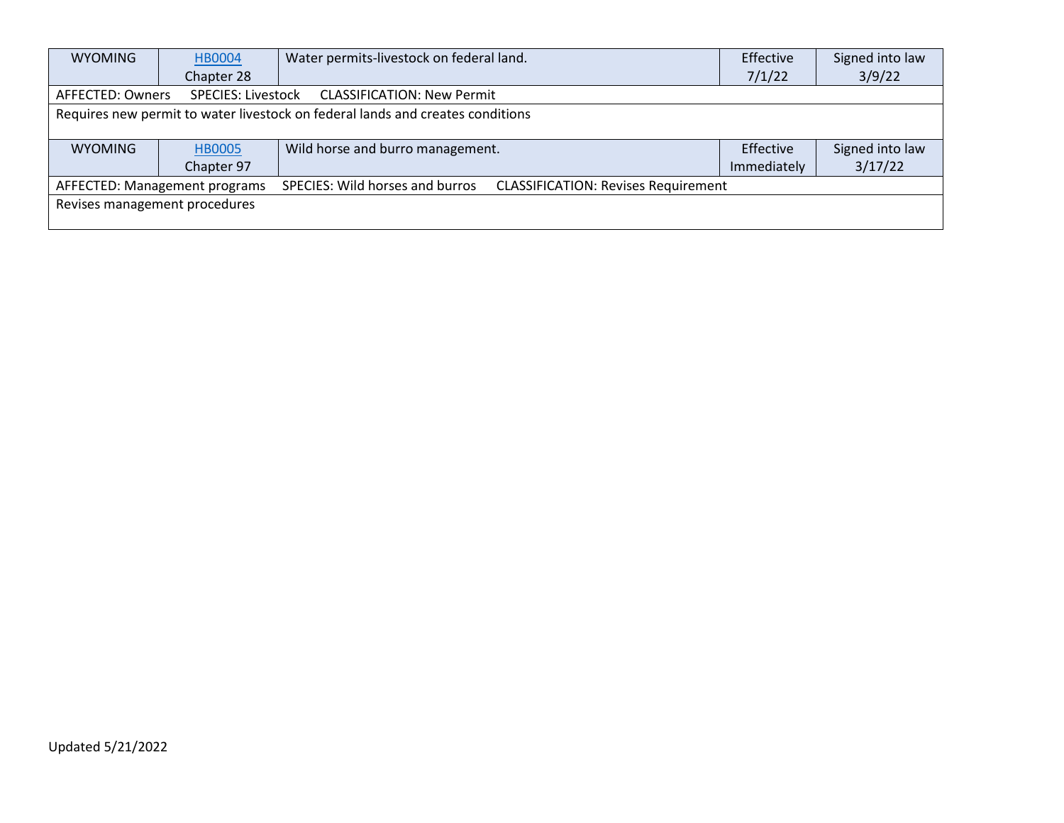| | | | | |
|---|---|---|---|---|
| WYOMING | HB0004 Chapter 28 | Water permits-livestock on federal land. | Effective 7/1/22 | Signed into law 3/9/22 |
| AFFECTED: Owners SPECIES: Livestock CLASSIFICATION: New Permit | | | | |
| Requires new permit to water livestock on federal lands and creates conditions | | | | |
| WYOMING | HB0005 Chapter 97 | Wild horse and burro management. | Effective Immediately | Signed into law 3/17/22 |
| AFFECTED: Management programs SPECIES: Wild horses and burros CLASSIFICATION: Revises Requirement | | | | |
| Revises management procedures | | | | |

Updated 5/21/2022